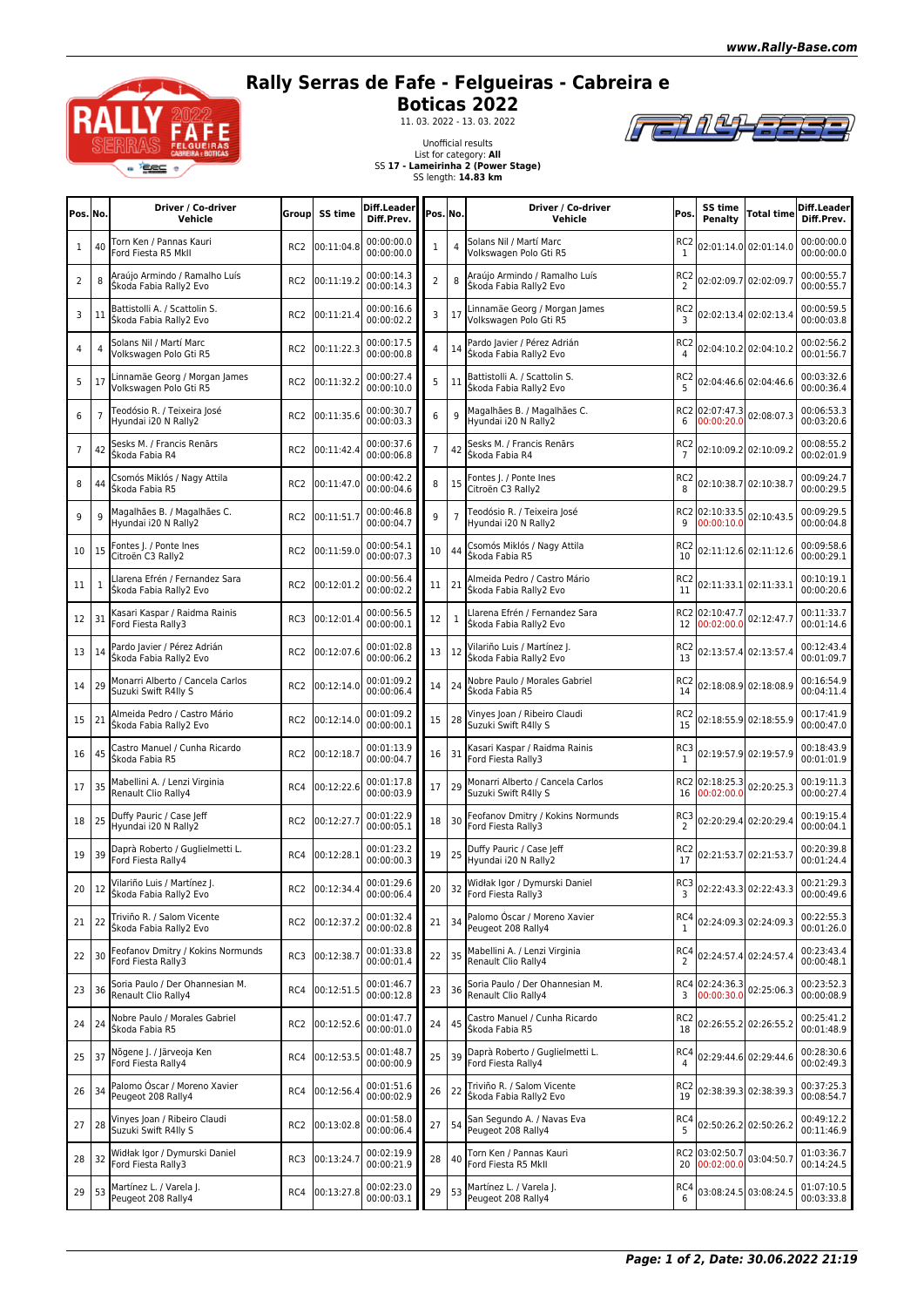# Rally Serras de Fafe - Felgueiras - Cabreira e Boticas 2022

11. 03. 2022 - 13. 03. 2022

Unofficial results
List for category: **All**
SS **17 - Lameirinha 2 (Power Stage)**
SS length: **14.83 km**

| Pos. | No. | Driver / Co-driver Vehicle | Group | SS time | Diff.Leader Diff.Prev. | Pos. | No. | Driver / Co-driver Vehicle | Pos. | SS time Penalty | Total time | Diff.Leader Diff.Prev. |
|---|---|---|---|---|---|---|---|---|---|---|---|---|
| 1 | 40 | Torn Ken / Pannas Kauri Ford Fiesta R5 MkII | RC2 | 00:11:04.8 | 00:00:00.0 00:00:00.0 | 1 | 4 | Solans Nil / Martí Marc Volkswagen Polo Gti R5 | RC2 1 | 02:01:14.0 | 02:01:14.0 | 00:00:00.0 00:00:00.0 |
| 2 | 8 | Araújo Armindo / Ramalho Luís Škoda Fabia Rally2 Evo | RC2 | 00:11:19.2 | 00:00:14.3 00:00:14.3 | 2 | 8 | Araújo Armindo / Ramalho Luís Škoda Fabia Rally2 Evo | RC2 2 | 02:02:09.7 | 02:02:09.7 | 00:00:55.7 00:00:55.7 |
| 3 | 11 | Battistolli A. / Scattolin S. Škoda Fabia Rally2 Evo | RC2 | 00:11:21.4 | 00:00:16.6 00:00:02.2 | 3 | 17 | Linnamäe Georg / Morgan James Volkswagen Polo Gti R5 | RC2 3 | 02:02:13.4 | 02:02:13.4 | 00:00:59.5 00:00:03.8 |
| 4 | 4 | Solans Nil / Martí Marc Volkswagen Polo Gti R5 | RC2 | 00:11:22.3 | 00:00:17.5 00:00:00.8 | 4 | 14 | Pardo Javier / Pérez Adrián Škoda Fabia Rally2 Evo | RC2 4 | 02:04:10.2 | 02:04:10.2 | 00:02:56.2 00:01:56.7 |
| 5 | 17 | Linnamäe Georg / Morgan James Volkswagen Polo Gti R5 | RC2 | 00:11:32.2 | 00:00:27.4 00:00:10.0 | 5 | 11 | Battistolli A. / Scattolin S. Škoda Fabia Rally2 Evo | RC2 5 | 02:04:46.6 | 02:04:46.6 | 00:03:32.6 00:00:36.4 |
| 6 | 7 | Teodósio R. / Teixeira José Hyundai i20 N Rally2 | RC2 | 00:11:35.6 | 00:00:30.7 00:00:03.3 | 6 | 9 | Magalhães B. / Magalhães C. Hyundai i20 N Rally2 | RC2 6 | 02:07:47.3 00:00:20.0 | 02:08:07.3 | 00:06:53.3 00:03:20.6 |
| 7 | 42 | Sesks M. / Francis Renārs Škoda Fabia R4 | RC2 | 00:11:42.4 | 00:00:37.6 00:00:06.8 | 7 | 42 | Sesks M. / Francis Renārs Škoda Fabia R4 | RC2 7 | 02:10:09.2 | 02:10:09.2 | 00:08:55.2 00:02:01.9 |
| 8 | 44 | Csomós Miklós / Nagy Attila Škoda Fabia R5 | RC2 | 00:11:47.0 | 00:00:42.2 00:00:04.6 | 8 | 15 | Fontes J. / Ponte Ines Citroën C3 Rally2 | RC2 8 | 02:10:38.7 | 02:10:38.7 | 00:09:24.7 00:00:29.5 |
| 9 | 9 | Magalhães B. / Magalhães C. Hyundai i20 N Rally2 | RC2 | 00:11:51.7 | 00:00:46.8 00:00:04.7 | 9 | 7 | Teodósio R. / Teixeira José Hyundai i20 N Rally2 | RC2 9 | 02:10:33.5 00:00:10.0 | 02:10:43.5 | 00:09:29.5 00:00:04.8 |
| 10 | 15 | Fontes J. / Ponte Ines Citroën C3 Rally2 | RC2 | 00:11:59.0 | 00:00:54.1 00:00:07.3 | 10 | 44 | Csomós Miklós / Nagy Attila Škoda Fabia R5 | RC2 10 | 02:11:12.6 | 02:11:12.6 | 00:09:58.6 00:00:29.1 |
| 11 | 1 | Llarena Efrén / Fernandez Sara Škoda Fabia Rally2 Evo | RC2 | 00:12:01.2 | 00:00:56.4 00:00:02.2 | 11 | 21 | Almeida Pedro / Castro Mário Škoda Fabia Rally2 Evo | RC2 11 | 02:11:33.1 | 02:11:33.1 | 00:10:19.1 00:00:20.6 |
| 12 | 31 | Kasari Kaspar / Raidma Rainis Ford Fiesta Rally3 | RC3 | 00:12:01.4 | 00:00:56.5 00:00:00.1 | 12 | 1 | Llarena Efrén / Fernandez Sara Škoda Fabia Rally2 Evo | RC2 12 | 02:10:47.7 00:02:00.0 | 02:12:47.7 | 00:11:33.7 00:01:14.6 |
| 13 | 14 | Pardo Javier / Pérez Adrián Škoda Fabia Rally2 Evo | RC2 | 00:12:07.6 | 00:01:02.8 00:00:06.2 | 13 | 12 | Vilariño Luis / Martínez J. Škoda Fabia Rally2 Evo | RC2 13 | 02:13:57.4 | 02:13:57.4 | 00:12:43.4 00:01:09.7 |
| 14 | 29 | Monarri Alberto / Cancela Carlos Suzuki Swift R4lly S | RC2 | 00:12:14.0 | 00:01:09.2 00:00:06.4 | 14 | 24 | Nobre Paulo / Morales Gabriel Škoda Fabia R5 | RC2 14 | 02:18:08.9 | 02:18:08.9 | 00:16:54.9 00:04:11.4 |
| 15 | 21 | Almeida Pedro / Castro Mário Škoda Fabia Rally2 Evo | RC2 | 00:12:14.0 | 00:01:09.2 00:00:00.1 | 15 | 28 | Vinyes Joan / Ribeiro Claudi Suzuki Swift R4lly S | RC2 15 | 02:18:55.9 | 02:18:55.9 | 00:17:41.9 00:00:47.0 |
| 16 | 45 | Castro Manuel / Cunha Ricardo Škoda Fabia R5 | RC2 | 00:12:18.7 | 00:01:13.9 00:00:04.7 | 16 | 31 | Kasari Kaspar / Raidma Rainis Ford Fiesta Rally3 | RC3 1 | 02:19:57.9 | 02:19:57.9 | 00:18:43.9 00:01:01.9 |
| 17 | 35 | Mabellini A. / Lenzi Virginia Renault Clio Rally4 | RC4 | 00:12:22.6 | 00:01:17.8 00:00:03.9 | 17 | 29 | Monarri Alberto / Cancela Carlos Suzuki Swift R4lly S | RC2 16 | 02:18:25.3 00:02:00.0 | 02:20:25.3 | 00:19:11.3 00:00:27.4 |
| 18 | 25 | Duffy Pauric / Case Jeff Hyundai i20 N Rally2 | RC2 | 00:12:27.7 | 00:01:22.9 00:00:05.1 | 18 | 30 | Feofanov Dmitry / Kokins Normunds Ford Fiesta Rally3 | RC3 2 | 02:20:29.4 | 02:20:29.4 | 00:19:15.4 00:00:04.1 |
| 19 | 39 | Daprà Roberto / Guglielmetti L. Ford Fiesta Rally4 | RC4 | 00:12:28.1 | 00:01:23.2 00:00:00.3 | 19 | 25 | Duffy Pauric / Case Jeff Hyundai i20 N Rally2 | RC2 17 | 02:21:53.7 | 02:21:53.7 | 00:20:39.8 00:01:24.4 |
| 20 | 12 | Vilariño Luis / Martínez J. Škoda Fabia Rally2 Evo | RC2 | 00:12:34.4 | 00:01:29.6 00:00:06.4 | 20 | 32 | Widłak Igor / Dymurski Daniel Ford Fiesta Rally3 | RC3 3 | 02:22:43.3 | 02:22:43.3 | 00:21:29.3 00:00:49.6 |
| 21 | 22 | Triviño R. / Salom Vicente Škoda Fabia Rally2 Evo | RC2 | 00:12:37.2 | 00:01:32.4 00:00:02.8 | 21 | 34 | Palomo Óscar / Moreno Xavier Peugeot 208 Rally4 | RC4 1 | 02:24:09.3 | 02:24:09.3 | 00:22:55.3 00:01:26.0 |
| 22 | 30 | Feofanov Dmitry / Kokins Normunds Ford Fiesta Rally3 | RC3 | 00:12:38.7 | 00:01:33.8 00:00:01.4 | 22 | 35 | Mabellini A. / Lenzi Virginia Renault Clio Rally4 | RC4 2 | 02:24:57.4 | 02:24:57.4 | 00:23:43.4 00:00:48.1 |
| 23 | 36 | Soria Paulo / Der Ohannesian M. Renault Clio Rally4 | RC4 | 00:12:51.5 | 00:01:46.7 00:00:12.8 | 23 | 36 | Soria Paulo / Der Ohannesian M. Renault Clio Rally4 | RC4 3 | 02:24:36.3 00:00:30.0 | 02:25:06.3 | 00:23:52.3 00:00:08.9 |
| 24 | 24 | Nobre Paulo / Morales Gabriel Škoda Fabia R5 | RC2 | 00:12:52.6 | 00:01:47.7 00:00:01.0 | 24 | 45 | Castro Manuel / Cunha Ricardo Škoda Fabia R5 | RC2 18 | 02:26:55.2 | 02:26:55.2 | 00:25:41.2 00:01:48.9 |
| 25 | 37 | Nõgene J. / Järveoja Ken Ford Fiesta Rally4 | RC4 | 00:12:53.5 | 00:01:48.7 00:00:00.9 | 25 | 39 | Daprà Roberto / Guglielmetti L. Ford Fiesta Rally4 | RC4 4 | 02:29:44.6 | 02:29:44.6 | 00:28:30.6 00:02:49.3 |
| 26 | 34 | Palomo Óscar / Moreno Xavier Peugeot 208 Rally4 | RC4 | 00:12:56.4 | 00:01:51.6 00:00:02.9 | 26 | 22 | Triviño R. / Salom Vicente Škoda Fabia Rally2 Evo | RC2 19 | 02:38:39.3 | 02:38:39.3 | 00:37:25.3 00:08:54.7 |
| 27 | 28 | Vinyes Joan / Ribeiro Claudi Suzuki Swift R4lly S | RC2 | 00:13:02.8 | 00:01:58.0 00:00:06.4 | 27 | 54 | San Segundo A. / Navas Eva Peugeot 208 Rally4 | RC4 5 | 02:50:26.2 | 02:50:26.2 | 00:49:12.2 00:11:46.9 |
| 28 | 32 | Widłak Igor / Dymurski Daniel Ford Fiesta Rally3 | RC3 | 00:13:24.7 | 00:02:19.9 00:00:21.9 | 28 | 40 | Torn Ken / Pannas Kauri Ford Fiesta R5 MkII | RC2 20 | 03:02:50.7 00:02:00.0 | 03:04:50.7 | 01:03:36.7 00:14:24.5 |
| 29 | 53 | Martínez L. / Varela J. Peugeot 208 Rally4 | RC4 | 00:13:27.8 | 00:02:23.0 00:00:03.1 | 29 | 53 | Martínez L. / Varela J. Peugeot 208 Rally4 | RC4 6 | 03:08:24.5 | 03:08:24.5 | 01:07:10.5 00:03:33.8 |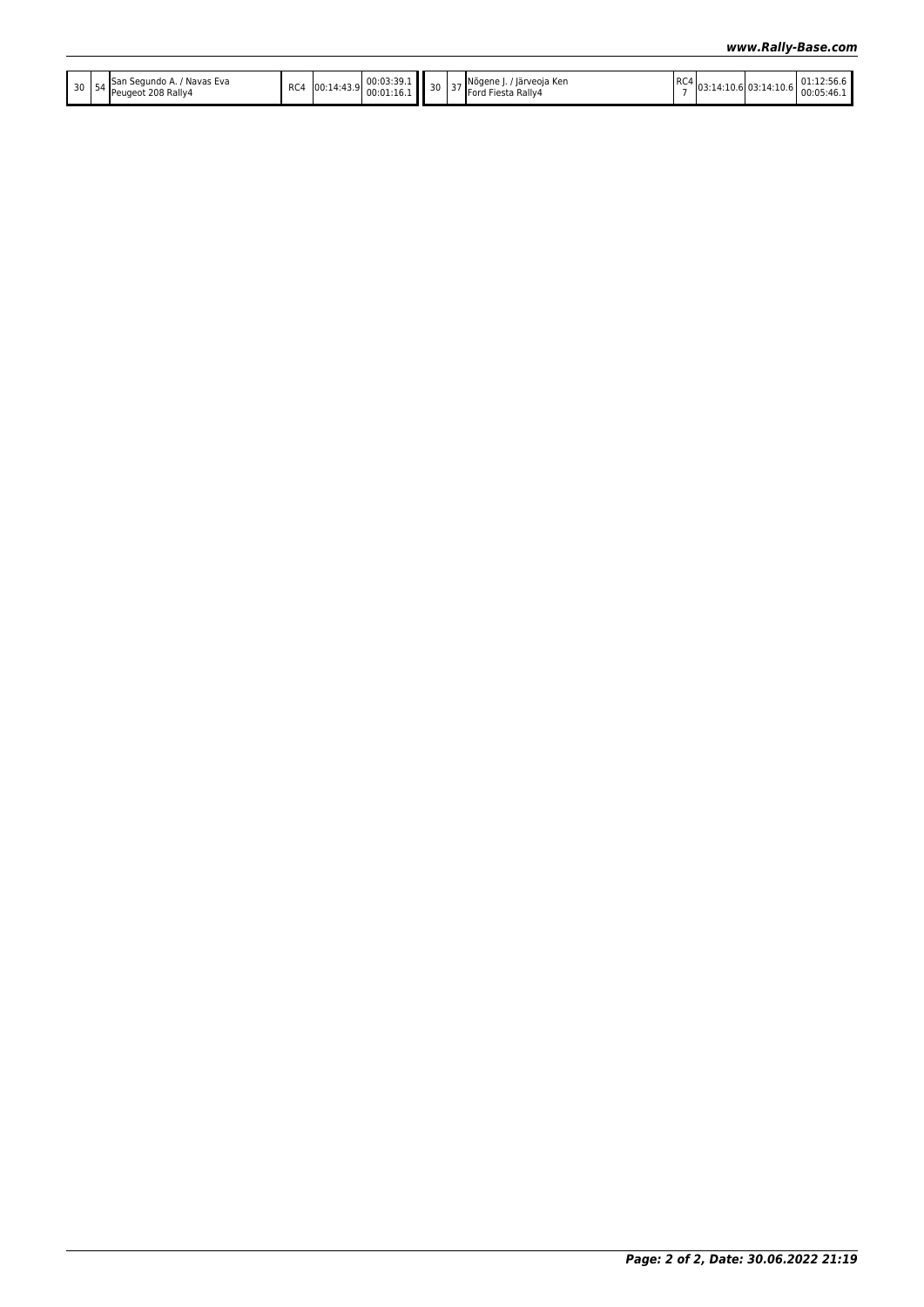| | | | | | | | | | | | | |
|---|---|---|---|---|---|---|---|---|---|---|---|---|
| 30 | 54 | San Segundo A. / Navas Eva<br>Peugeot 208 Rally4 | RC4 | 00:14:43.9 | 00:03:39.1<br>00:01:16.1 | 30 | 37 | Nõgene J. / Järveoja Ken<br>Ford Fiesta Rally4 | RC4<br>7 | 03:14:10.6 | 03:14:10.6 | 01:12:56.6<br>00:05:46.1 |